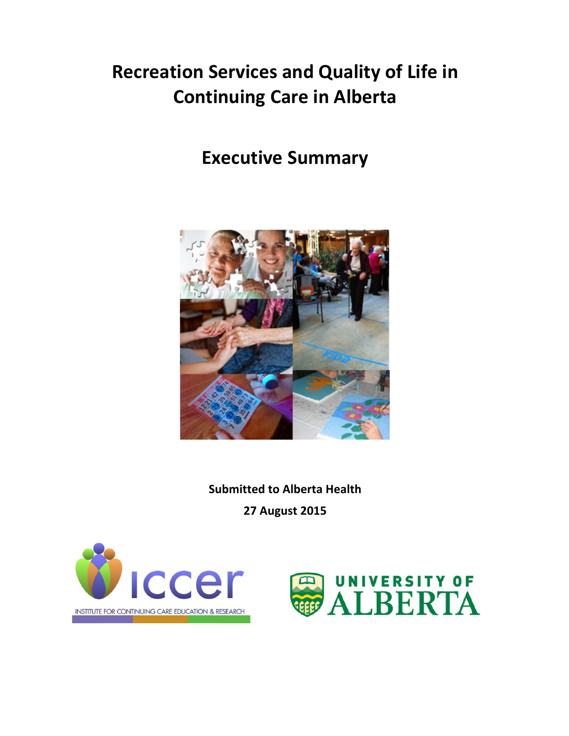# Recreation Services and Quality of Life in Continuing Care in Alberta

## Executive Summary

**Submitted to Alberta Health**

**27 August 2015**

INSTITUTE FOR CONTINUING CARE EDUCATION & RESEARCH

UNIVERSITY OF ALBERTA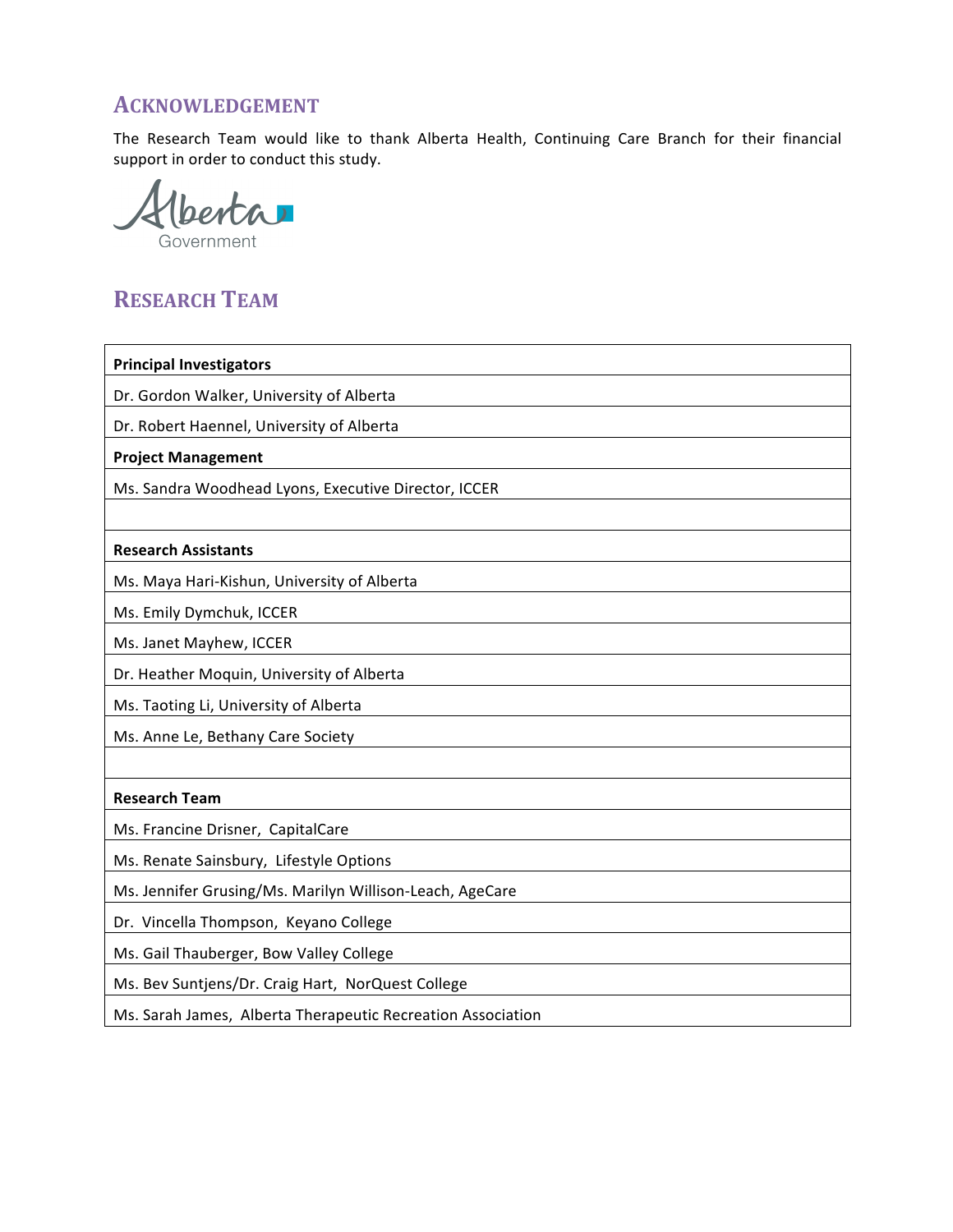## Acknowledgement

The Research Team would like to thank Alberta Health, Continuing Care Branch for their financial support in order to conduct this study.

## Research Team

| **Principal Investigators** |
|---|
| Dr. Gordon Walker, University of Alberta |
| Dr. Robert Haennel, University of Alberta |
| **Project Management** |
| Ms. Sandra Woodhead Lyons, Executive Director, ICCER |
| |
| **Research Assistants** |
| Ms. Maya Hari-Kishun, University of Alberta |
| Ms. Emily Dymchuk, ICCER |
| Ms. Janet Mayhew, ICCER |
| Dr. Heather Moquin, University of Alberta |
| Ms. Taoting Li, University of Alberta |
| Ms. Anne Le, Bethany Care Society |
| |
| **Research Team** |
| Ms. Francine Drisner, CapitalCare |
| Ms. Renate Sainsbury, Lifestyle Options |
| Ms. Jennifer Grusing/Ms. Marilyn Willison-Leach, AgeCare |
| Dr. Vincella Thompson, Keyano College |
| Ms. Gail Thauberger, Bow Valley College |
| Ms. Bev Suntjens/Dr. Craig Hart, NorQuest College |
| Ms. Sarah James, Alberta Therapeutic Recreation Association |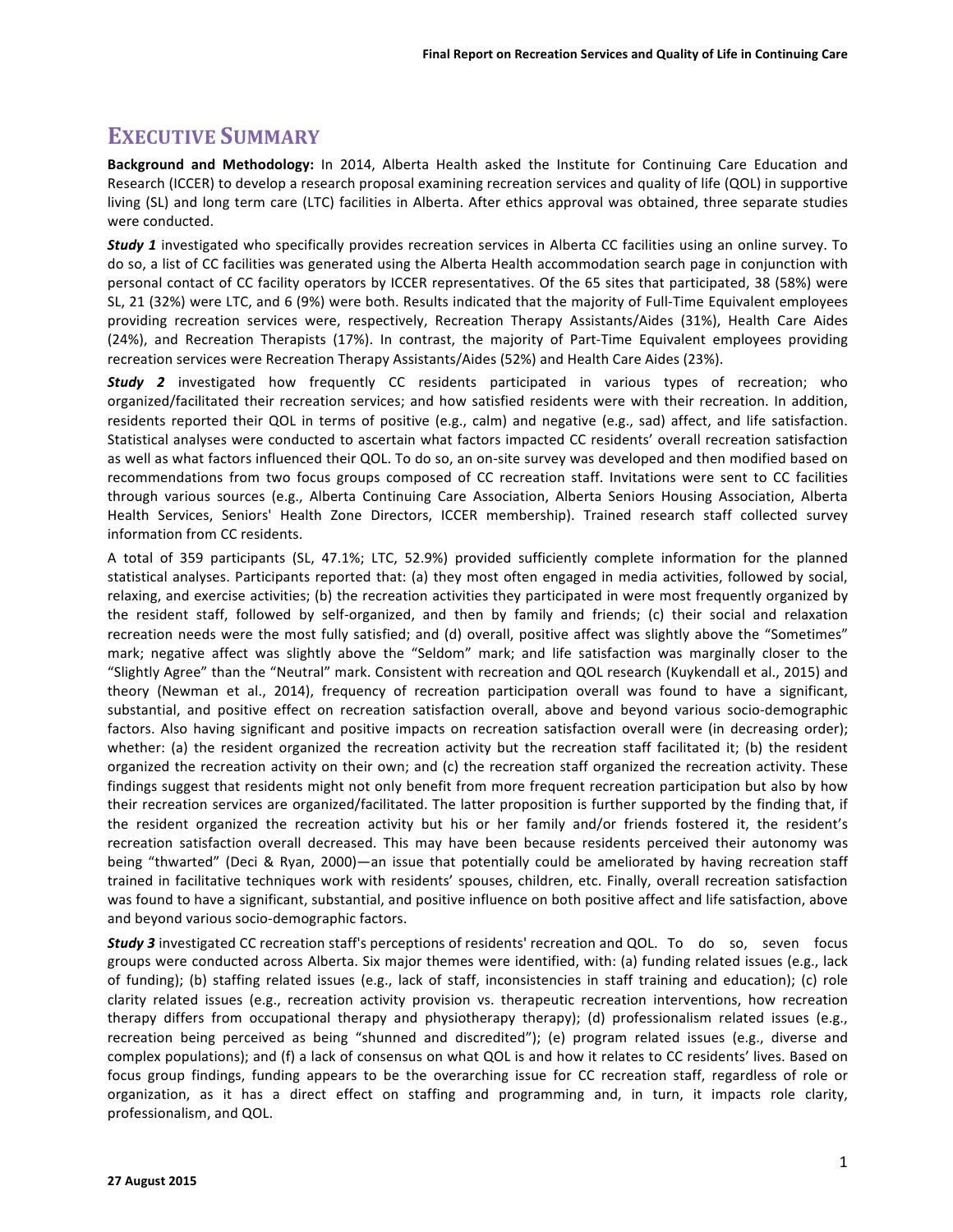# EXECUTIVE SUMMARY

**Background and Methodology:** In 2014, Alberta Health asked the Institute for Continuing Care Education and Research (ICCER) to develop a research proposal examining recreation services and quality of life (QOL) in supportive living (SL) and long term care (LTC) facilities in Alberta. After ethics approval was obtained, three separate studies were conducted.

***Study 1*** investigated who specifically provides recreation services in Alberta CC facilities using an online survey. To do so, a list of CC facilities was generated using the Alberta Health accommodation search page in conjunction with personal contact of CC facility operators by ICCER representatives. Of the 65 sites that participated, 38 (58%) were SL, 21 (32%) were LTC, and 6 (9%) were both. Results indicated that the majority of Full-Time Equivalent employees providing recreation services were, respectively, Recreation Therapy Assistants/Aides (31%), Health Care Aides (24%), and Recreation Therapists (17%). In contrast, the majority of Part-Time Equivalent employees providing recreation services were Recreation Therapy Assistants/Aides (52%) and Health Care Aides (23%).

***Study 2*** investigated how frequently CC residents participated in various types of recreation; who organized/facilitated their recreation services; and how satisfied residents were with their recreation. In addition, residents reported their QOL in terms of positive (e.g., calm) and negative (e.g., sad) affect, and life satisfaction. Statistical analyses were conducted to ascertain what factors impacted CC residents' overall recreation satisfaction as well as what factors influenced their QOL. To do so, an on-site survey was developed and then modified based on recommendations from two focus groups composed of CC recreation staff. Invitations were sent to CC facilities through various sources (e.g., Alberta Continuing Care Association, Alberta Seniors Housing Association, Alberta Health Services, Seniors' Health Zone Directors, ICCER membership). Trained research staff collected survey information from CC residents.

A total of 359 participants (SL, 47.1%; LTC, 52.9%) provided sufficiently complete information for the planned statistical analyses. Participants reported that: (a) they most often engaged in media activities, followed by social, relaxing, and exercise activities; (b) the recreation activities they participated in were most frequently organized by the resident staff, followed by self-organized, and then by family and friends; (c) their social and relaxation recreation needs were the most fully satisfied; and (d) overall, positive affect was slightly above the "Sometimes" mark; negative affect was slightly above the "Seldom" mark; and life satisfaction was marginally closer to the "Slightly Agree" than the "Neutral" mark. Consistent with recreation and QOL research (Kuykendall et al., 2015) and theory (Newman et al., 2014), frequency of recreation participation overall was found to have a significant, substantial, and positive effect on recreation satisfaction overall, above and beyond various socio-demographic factors. Also having significant and positive impacts on recreation satisfaction overall were (in decreasing order); whether: (a) the resident organized the recreation activity but the recreation staff facilitated it; (b) the resident organized the recreation activity on their own; and (c) the recreation staff organized the recreation activity. These findings suggest that residents might not only benefit from more frequent recreation participation but also by how their recreation services are organized/facilitated. The latter proposition is further supported by the finding that, if the resident organized the recreation activity but his or her family and/or friends fostered it, the resident's recreation satisfaction overall decreased. This may have been because residents perceived their autonomy was being "thwarted" (Deci & Ryan, 2000)—an issue that potentially could be ameliorated by having recreation staff trained in facilitative techniques work with residents' spouses, children, etc. Finally, overall recreation satisfaction was found to have a significant, substantial, and positive influence on both positive affect and life satisfaction, above and beyond various socio-demographic factors.

***Study 3*** investigated CC recreation staff's perceptions of residents' recreation and QOL. To do so, seven focus groups were conducted across Alberta. Six major themes were identified, with: (a) funding related issues (e.g., lack of funding); (b) staffing related issues (e.g., lack of staff, inconsistencies in staff training and education); (c) role clarity related issues (e.g., recreation activity provision vs. therapeutic recreation interventions, how recreation therapy differs from occupational therapy and physiotherapy therapy); (d) professionalism related issues (e.g., recreation being perceived as being "shunned and discredited"); (e) program related issues (e.g., diverse and complex populations); and (f) a lack of consensus on what QOL is and how it relates to CC residents' lives. Based on focus group findings, funding appears to be the overarching issue for CC recreation staff, regardless of role or organization, as it has a direct effect on staffing and programming and, in turn, it impacts role clarity, professionalism, and QOL.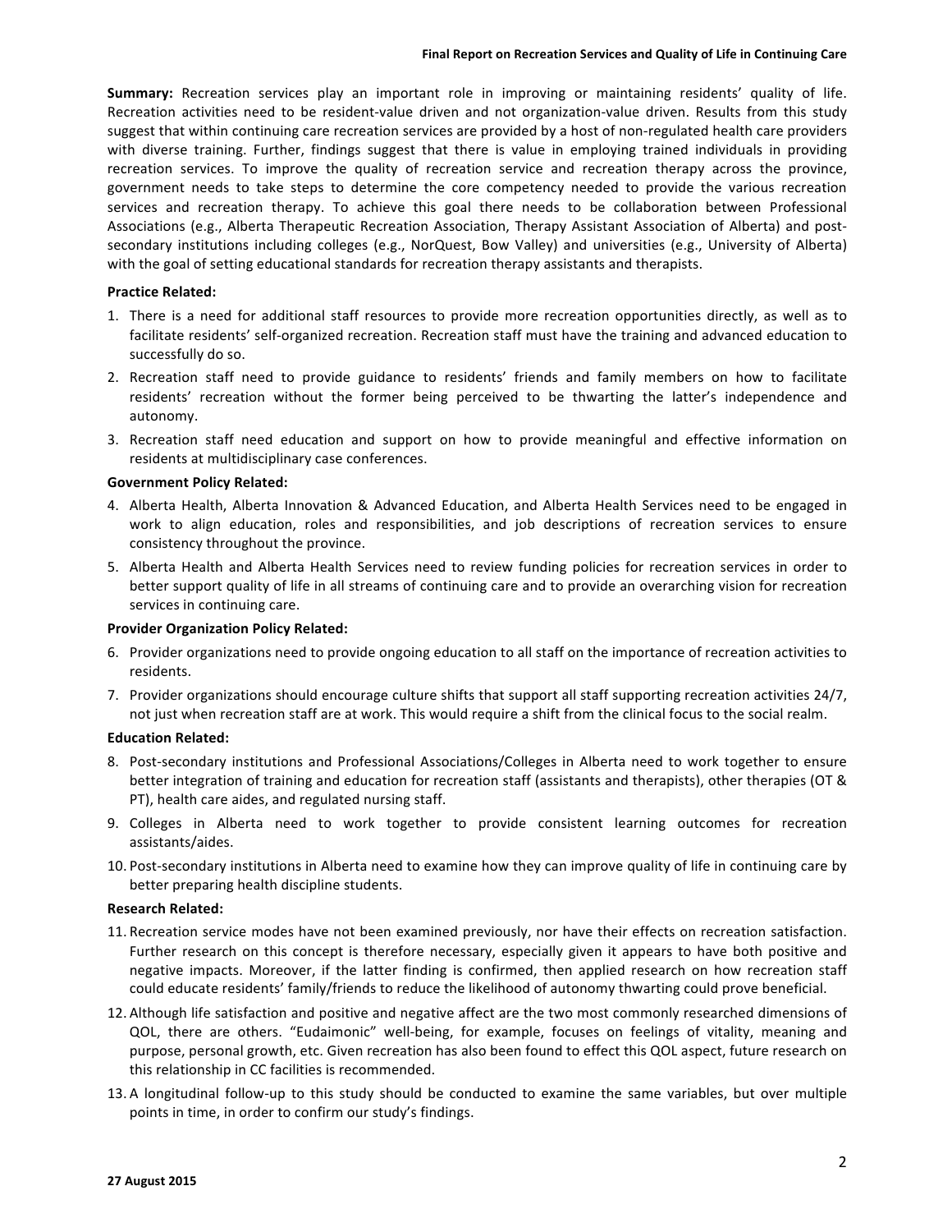**Summary:** Recreation services play an important role in improving or maintaining residents' quality of life. Recreation activities need to be resident-value driven and not organization-value driven. Results from this study suggest that within continuing care recreation services are provided by a host of non-regulated health care providers with diverse training. Further, findings suggest that there is value in employing trained individuals in providing recreation services. To improve the quality of recreation service and recreation therapy across the province, government needs to take steps to determine the core competency needed to provide the various recreation services and recreation therapy. To achieve this goal there needs to be collaboration between Professional Associations (e.g., Alberta Therapeutic Recreation Association, Therapy Assistant Association of Alberta) and post-secondary institutions including colleges (e.g., NorQuest, Bow Valley) and universities (e.g., University of Alberta) with the goal of setting educational standards for recreation therapy assistants and therapists.

**Practice Related:**

1. There is a need for additional staff resources to provide more recreation opportunities directly, as well as to facilitate residents' self-organized recreation. Recreation staff must have the training and advanced education to successfully do so.
2. Recreation staff need to provide guidance to residents' friends and family members on how to facilitate residents' recreation without the former being perceived to be thwarting the latter's independence and autonomy.
3. Recreation staff need education and support on how to provide meaningful and effective information on residents at multidisciplinary case conferences.

**Government Policy Related:**

4. Alberta Health, Alberta Innovation & Advanced Education, and Alberta Health Services need to be engaged in work to align education, roles and responsibilities, and job descriptions of recreation services to ensure consistency throughout the province.
5. Alberta Health and Alberta Health Services need to review funding policies for recreation services in order to better support quality of life in all streams of continuing care and to provide an overarching vision for recreation services in continuing care.

**Provider Organization Policy Related:**

6. Provider organizations need to provide ongoing education to all staff on the importance of recreation activities to residents.
7. Provider organizations should encourage culture shifts that support all staff supporting recreation activities 24/7, not just when recreation staff are at work. This would require a shift from the clinical focus to the social realm.

**Education Related:**

8. Post-secondary institutions and Professional Associations/Colleges in Alberta need to work together to ensure better integration of training and education for recreation staff (assistants and therapists), other therapies (OT & PT), health care aides, and regulated nursing staff.
9. Colleges in Alberta need to work together to provide consistent learning outcomes for recreation assistants/aides.
10. Post-secondary institutions in Alberta need to examine how they can improve quality of life in continuing care by better preparing health discipline students.

**Research Related:**

11. Recreation service modes have not been examined previously, nor have their effects on recreation satisfaction. Further research on this concept is therefore necessary, especially given it appears to have both positive and negative impacts. Moreover, if the latter finding is confirmed, then applied research on how recreation staff could educate residents' family/friends to reduce the likelihood of autonomy thwarting could prove beneficial.
12. Although life satisfaction and positive and negative affect are the two most commonly researched dimensions of QOL, there are others. "Eudaimonic" well-being, for example, focuses on feelings of vitality, meaning and purpose, personal growth, etc. Given recreation has also been found to effect this QOL aspect, future research on this relationship in CC facilities is recommended.
13. A longitudinal follow-up to this study should be conducted to examine the same variables, but over multiple points in time, in order to confirm our study's findings.